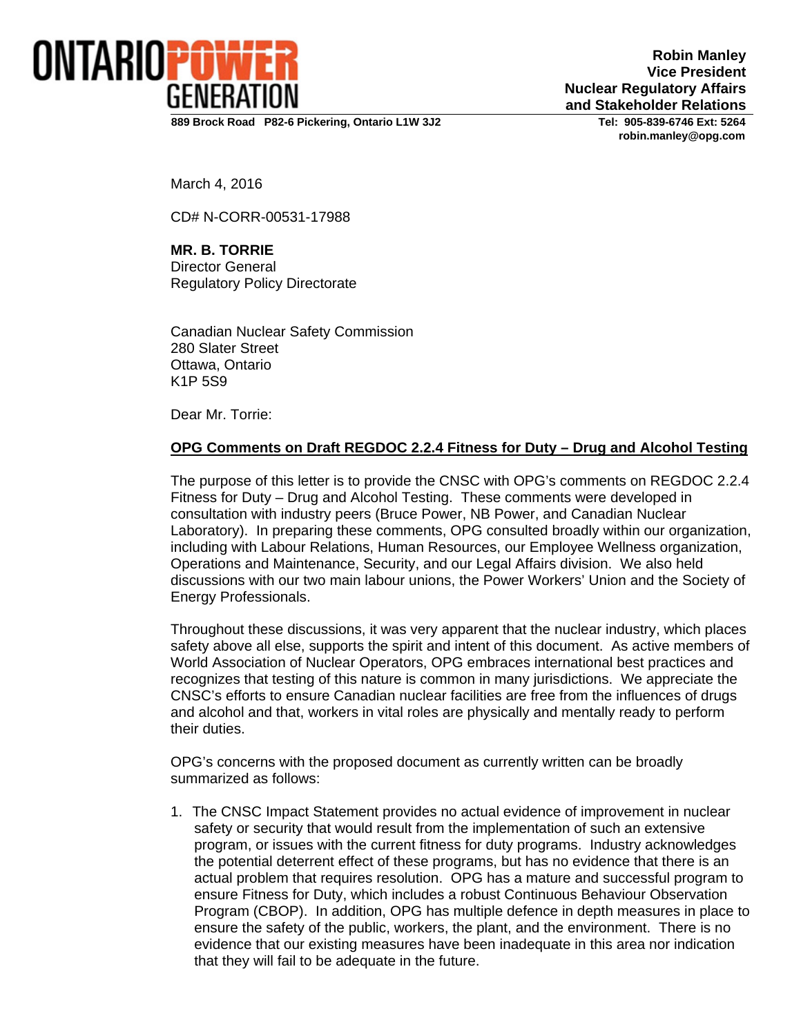**ONTARIOPOWER GENERATION**

889 Brock Road P82-6 Pickering, Ontario L1W 3J2

**Robin Manley**
**Vice President**
**Nuclear Regulatory Affairs and Stakeholder Relations**

**Tel: 905-839-6746 Ext: 5264**
**robin.manley@opg.com**

March 4, 2016

CD# N-CORR-00531-17988

**MR. B. TORRIE**
Director General
Regulatory Policy Directorate

Canadian Nuclear Safety Commission
280 Slater Street
Ottawa, Ontario
K1P 5S9

Dear Mr. Torrie:

**OPG Comments on Draft REGDOC 2.2.4 Fitness for Duty – Drug and Alcohol Testing**

The purpose of this letter is to provide the CNSC with OPG's comments on REGDOC 2.2.4 Fitness for Duty – Drug and Alcohol Testing. These comments were developed in consultation with industry peers (Bruce Power, NB Power, and Canadian Nuclear Laboratory). In preparing these comments, OPG consulted broadly within our organization, including with Labour Relations, Human Resources, our Employee Wellness organization, Operations and Maintenance, Security, and our Legal Affairs division. We also held discussions with our two main labour unions, the Power Workers' Union and the Society of Energy Professionals.

Throughout these discussions, it was very apparent that the nuclear industry, which places safety above all else, supports the spirit and intent of this document. As active members of World Association of Nuclear Operators, OPG embraces international best practices and recognizes that testing of this nature is common in many jurisdictions. We appreciate the CNSC's efforts to ensure Canadian nuclear facilities are free from the influences of drugs and alcohol and that, workers in vital roles are physically and mentally ready to perform their duties.

OPG's concerns with the proposed document as currently written can be broadly summarized as follows:

1. The CNSC Impact Statement provides no actual evidence of improvement in nuclear safety or security that would result from the implementation of such an extensive program, or issues with the current fitness for duty programs. Industry acknowledges the potential deterrent effect of these programs, but has no evidence that there is an actual problem that requires resolution. OPG has a mature and successful program to ensure Fitness for Duty, which includes a robust Continuous Behaviour Observation Program (CBOP). In addition, OPG has multiple defence in depth measures in place to ensure the safety of the public, workers, the plant, and the environment. There is no evidence that our existing measures have been inadequate in this area nor indication that they will fail to be adequate in the future.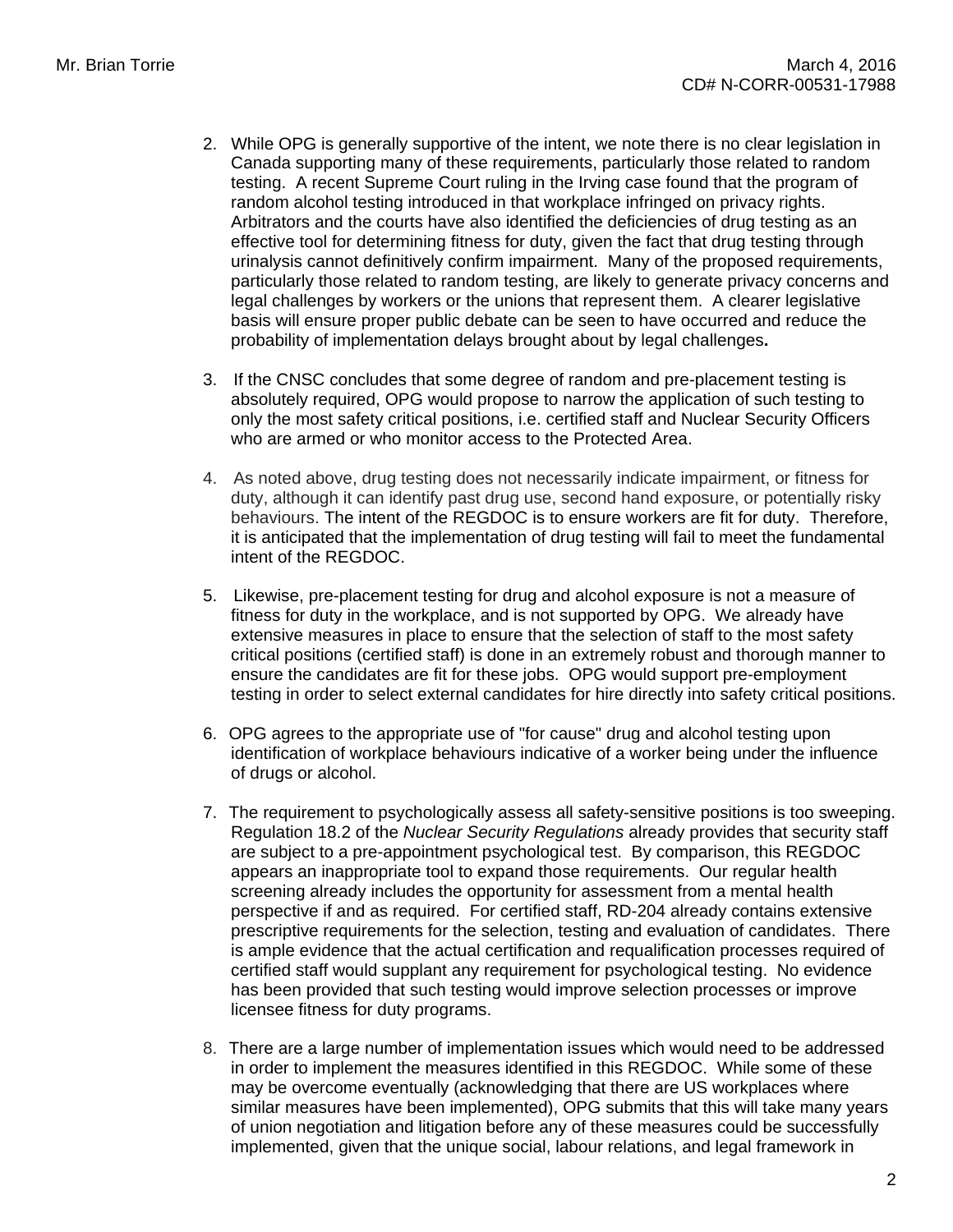2. While OPG is generally supportive of the intent, we note there is no clear legislation in Canada supporting many of these requirements, particularly those related to random testing. A recent Supreme Court ruling in the Irving case found that the program of random alcohol testing introduced in that workplace infringed on privacy rights. Arbitrators and the courts have also identified the deficiencies of drug testing as an effective tool for determining fitness for duty, given the fact that drug testing through urinalysis cannot definitively confirm impairment. Many of the proposed requirements, particularly those related to random testing, are likely to generate privacy concerns and legal challenges by workers or the unions that represent them. A clearer legislative basis will ensure proper public debate can be seen to have occurred and reduce the probability of implementation delays brought about by legal challenges**.**

3. If the CNSC concludes that some degree of random and pre-placement testing is absolutely required, OPG would propose to narrow the application of such testing to only the most safety critical positions, i.e. certified staff and Nuclear Security Officers who are armed or who monitor access to the Protected Area.

4. As noted above, drug testing does not necessarily indicate impairment, or fitness for duty, although it can identify past drug use, second hand exposure, or potentially risky behaviours. The intent of the REGDOC is to ensure workers are fit for duty. Therefore, it is anticipated that the implementation of drug testing will fail to meet the fundamental intent of the REGDOC.

5. Likewise, pre-placement testing for drug and alcohol exposure is not a measure of fitness for duty in the workplace, and is not supported by OPG. We already have extensive measures in place to ensure that the selection of staff to the most safety critical positions (certified staff) is done in an extremely robust and thorough manner to ensure the candidates are fit for these jobs. OPG would support pre-employment testing in order to select external candidates for hire directly into safety critical positions.

6. OPG agrees to the appropriate use of "for cause" drug and alcohol testing upon identification of workplace behaviours indicative of a worker being under the influence of drugs or alcohol.

7. The requirement to psychologically assess all safety-sensitive positions is too sweeping. Regulation 18.2 of the *Nuclear Security Regulations* already provides that security staff are subject to a pre-appointment psychological test. By comparison, this REGDOC appears an inappropriate tool to expand those requirements. Our regular health screening already includes the opportunity for assessment from a mental health perspective if and as required. For certified staff, RD-204 already contains extensive prescriptive requirements for the selection, testing and evaluation of candidates. There is ample evidence that the actual certification and requalification processes required of certified staff would supplant any requirement for psychological testing. No evidence has been provided that such testing would improve selection processes or improve licensee fitness for duty programs.

8. There are a large number of implementation issues which would need to be addressed in order to implement the measures identified in this REGDOC. While some of these may be overcome eventually (acknowledging that there are US workplaces where similar measures have been implemented), OPG submits that this will take many years of union negotiation and litigation before any of these measures could be successfully implemented, given that the unique social, labour relations, and legal framework in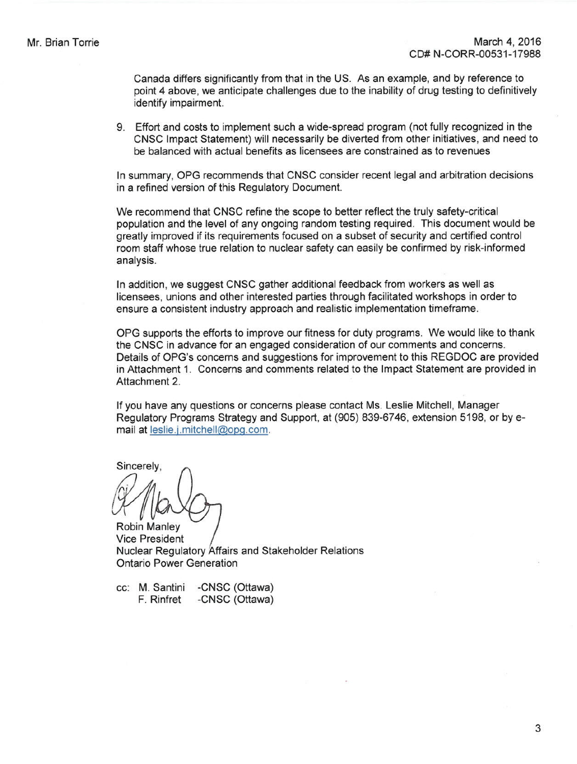Canada differs significantly from that in the US. As an example, and by reference to point 4 above, we anticipate challenges due to the inability of drug testing to definitively identify impairment.

9. Effort and costs to implement such a wide-spread program (not fully recognized in the CNSC Impact Statement) will necessarily be diverted from other initiatives, and need to be balanced with actual benefits as licensees are constrained as to revenues

In summary, OPG recommends that CNSC consider recent legal and arbitration decisions in a refined version of this Regulatory Document.

We recommend that CNSC refine the scope to better reflect the truly safety-critical population and the level of any ongoing random testing required. This document would be greatly improved if its requirements focused on a subset of security and certified control room staff whose true relation to nuclear safety can easily be confirmed by risk-informed analysis.

In addition, we suggest CNSC gather additional feedback from workers as well as licensees, unions and other interested parties through facilitated workshops in order to ensure a consistent industry approach and realistic implementation timeframe.

OPG supports the efforts to improve our fitness for duty programs. We would like to thank the CNSC in advance for an engaged consideration of our comments and concerns. Details of OPG's concerns and suggestions for improvement to this REGDOC are provided in Attachment 1. Concerns and comments related to the Impact Statement are provided in Attachment 2.

If you have any questions or concerns please contact Ms. Leslie Mitchell, Manager Regulatory Programs Strategy and Support, at (905) 839-6746, extension 5198, or by e-mail at leslie.j.mitchell@opg.com.

Sincerely,

Robin Manley
Vice President
Nuclear Regulatory Affairs and Stakeholder Relations
Ontario Power Generation

cc: M. Santini -CNSC (Ottawa)
F. Rinfret -CNSC (Ottawa)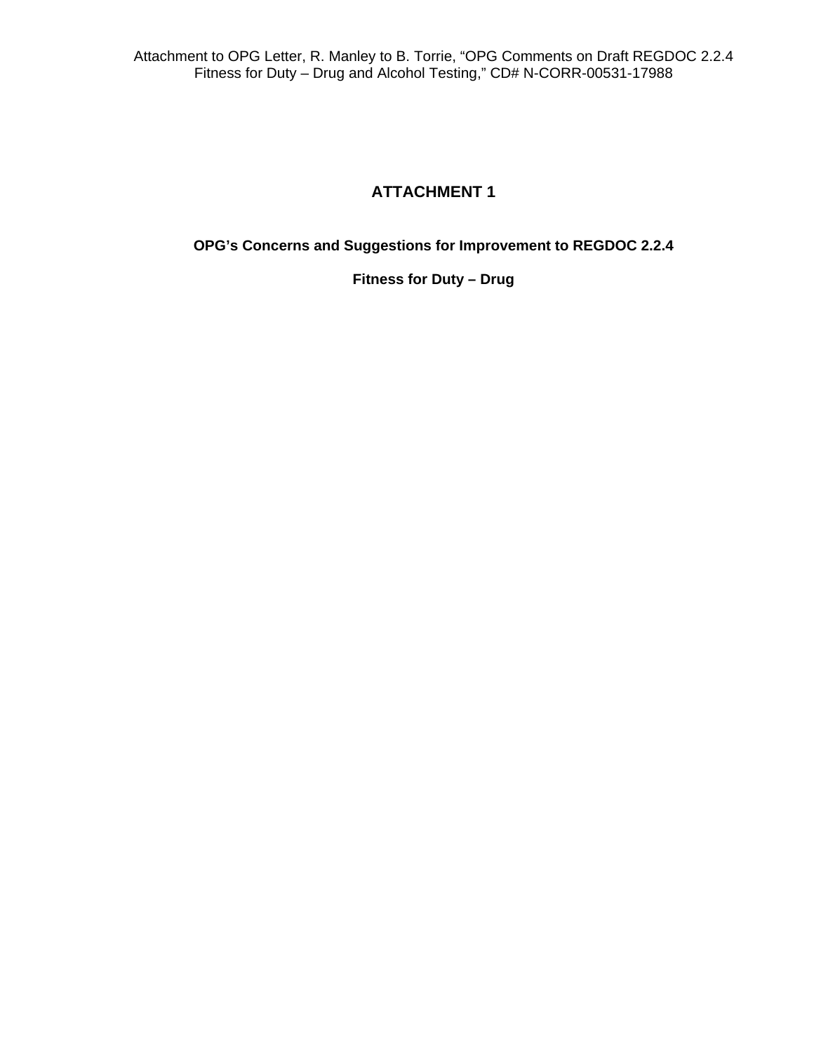# ATTACHMENT 1

## OPG's Concerns and Suggestions for Improvement to REGDOC 2.2.4

## Fitness for Duty – Drug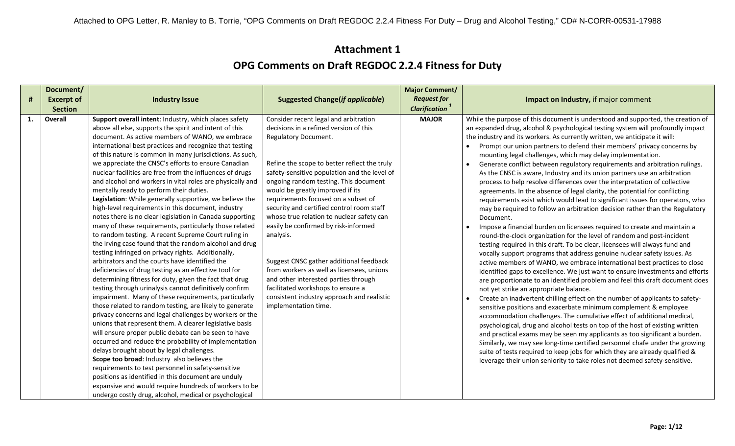Attached to OPG Letter, R. Manley to B. Torrie, "OPG Comments on Draft REGDOC 2.2.4 Fitness For Duty – Drug and Alcohol Testing," CD# N-CORR-00531-17988

# Attachment 1

## OPG Comments on Draft REGDOC 2.2.4 Fitness for Duty

| # | Document/ Excerpt of Section | Industry Issue | Suggested Change(*if applicable*) | Major Comment/ *Request for Clarification* [1] | Impact on Industry, if major comment |
|---|---|---|---|---|---|
| 1. | **Overall** | **Support overall intent**: Industry, which places safety above all else, supports the spirit and intent of this document. As active members of WANO, we embrace international best practices and recognize that testing of this nature is common in many jurisdictions. As such, we appreciate the CNSC's efforts to ensure Canadian nuclear facilities are free from the influences of drugs and alcohol and workers in vital roles are physically and mentally ready to perform their duties.<br>**Legislation**: While generally supportive, we believe the high-level requirements in this document, industry notes there is no clear legislation in Canada supporting many of these requirements, particularly those related to random testing. A recent Supreme Court ruling in the Irving case found that the random alcohol and drug testing infringed on privacy rights. Additionally, arbitrators and the courts have identified the deficiencies of drug testing as an effective tool for determining fitness for duty, given the fact that drug testing through urinalysis cannot definitively confirm impairment. Many of these requirements, particularly those related to random testing, are likely to generate privacy concerns and legal challenges by workers or the unions that represent them. A clearer legislative basis will ensure proper public debate can be seen to have occurred and reduce the probability of implementation delays brought about by legal challenges.<br>**Scope too broad**: Industry also believes the requirements to test personnel in safety-sensitive positions as identified in this document are unduly expansive and would require hundreds of workers to be undergo costly drug, alcohol, medical or psychological | Consider recent legal and arbitration decisions in a refined version of this Regulatory Document.<br><br>Refine the scope to better reflect the truly safety-sensitive population and the level of ongoing random testing. This document would be greatly improved if its requirements focused on a subset of security and certified control room staff whose true relation to nuclear safety can easily be confirmed by risk-informed analysis.<br><br>Suggest CNSC gather additional feedback from workers as well as licensees, unions and other interested parties through facilitated workshops to ensure a consistent industry approach and realistic implementation time. | **MAJOR** | While the purpose of this document is understood and supported, the creation of an expanded drug, alcohol & psychological testing system will profoundly impact the industry and its workers. As currently written, we anticipate it will:<br>• Prompt our union partners to defend their members' privacy concerns by mounting legal challenges, which may delay implementation.<br>• Generate conflict between regulatory requirements and arbitration rulings. As the CNSC is aware, Industry and its union partners use an arbitration process to help resolve differences over the interpretation of collective agreements. In the absence of legal clarity, the potential for conflicting requirements exist which would lead to significant issues for operators, who may be required to follow an arbitration decision rather than the Regulatory Document.<br>• Impose a financial burden on licensees required to create and maintain a round-the-clock organization for the level of random and post-incident testing required in this draft. To be clear, licensees will always fund and vocally support programs that address genuine nuclear safety issues. As active members of WANO, we embrace international best practices to close identified gaps to excellence. We just want to ensure investments and efforts are proportionate to an identified problem and feel this draft document does not yet strike an appropriate balance.<br>• Create an inadvertent chilling effect on the number of applicants to safety-sensitive positions and exacerbate minimum complement & employee accommodation challenges. The cumulative effect of additional medical, psychological, drug and alcohol tests on top of the host of existing written and practical exams may be seen my applicants as too significant a burden. Similarly, we may see long-time certified personnel chafe under the growing suite of tests required to keep jobs for which they are already qualified & leverage their union seniority to take roles not deemed safety-sensitive. |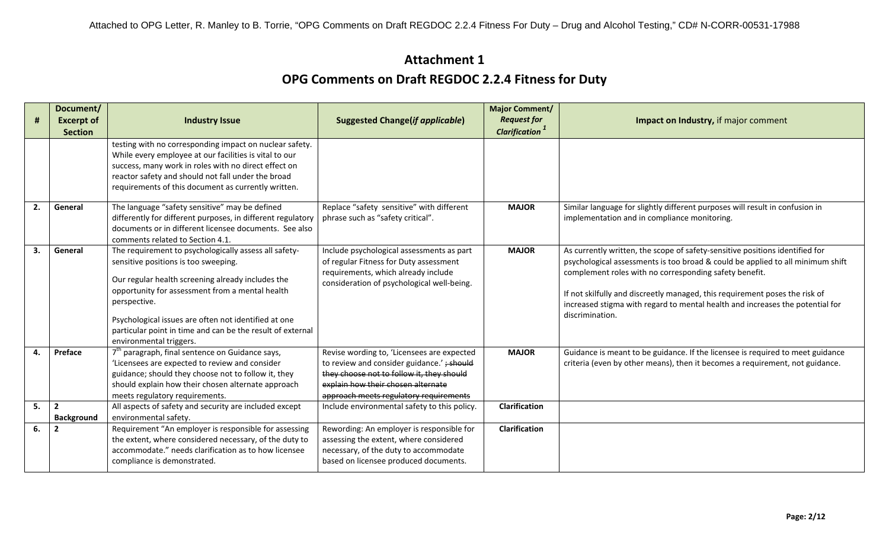## Attachment 1

## OPG Comments on Draft REGDOC 2.2.4 Fitness for Duty

| # | Document/ Excerpt of Section | Industry Issue | Suggested Change(*if applicable*) | Major Comment/ *Request for Clarification* [1] | Impact on Industry, if major comment |
|---|---|---|---|---|---|
| | | testing with no corresponding impact on nuclear safety. While every employee at our facilities is vital to our success, many work in roles with no direct effect on reactor safety and should not fall under the broad requirements of this document as currently written. | | | |
| **2.** | **General** | The language "safety sensitive" may be defined differently for different purposes, in different regulatory documents or in different licensee documents. See also comments related to Section 4.1. | Replace "safety sensitive" with different phrase such as "safety critical". | **MAJOR** | Similar language for slightly different purposes will result in confusion in implementation and in compliance monitoring. |
| **3.** | **General** | The requirement to psychologically assess all safety-sensitive positions is too sweeping.<br><br>Our regular health screening already includes the opportunity for assessment from a mental health perspective.<br><br>Psychological issues are often not identified at one particular point in time and can be the result of external environmental triggers. | Include psychological assessments as part of regular Fitness for Duty assessment requirements, which already include consideration of psychological well-being. | **MAJOR** | As currently written, the scope of safety-sensitive positions identified for psychological assessments is too broad & could be applied to all minimum shift complement roles with no corresponding safety benefit.<br><br>If not skilfully and discreetly managed, this requirement poses the risk of increased stigma with regard to mental health and increases the potential for discrimination. |
| **4.** | **Preface** | 7th paragraph, final sentence on Guidance says, 'Licensees are expected to review and consider guidance; should they choose not to follow it, they should explain how their chosen alternate approach meets regulatory requirements. | Revise wording to, 'Licensees are expected to review and consider guidance.' ~~; should they choose not to follow it, they should explain how their chosen alternate approach meets regulatory requirements~~ | **MAJOR** | Guidance is meant to be guidance. If the licensee is required to meet guidance criteria (even by other means), then it becomes a requirement, not guidance. |
| **5.** | **2 Background** | All aspects of safety and security are included except environmental safety. | Include environmental safety to this policy. | **Clarification** | |
| **6.** | **2** | Requirement "An employer is responsible for assessing the extent, where considered necessary, of the duty to accommodate." needs clarification as to how licensee compliance is demonstrated. | Rewording: An employer is responsible for assessing the extent, where considered necessary, of the duty to accommodate based on licensee produced documents. | **Clarification** | |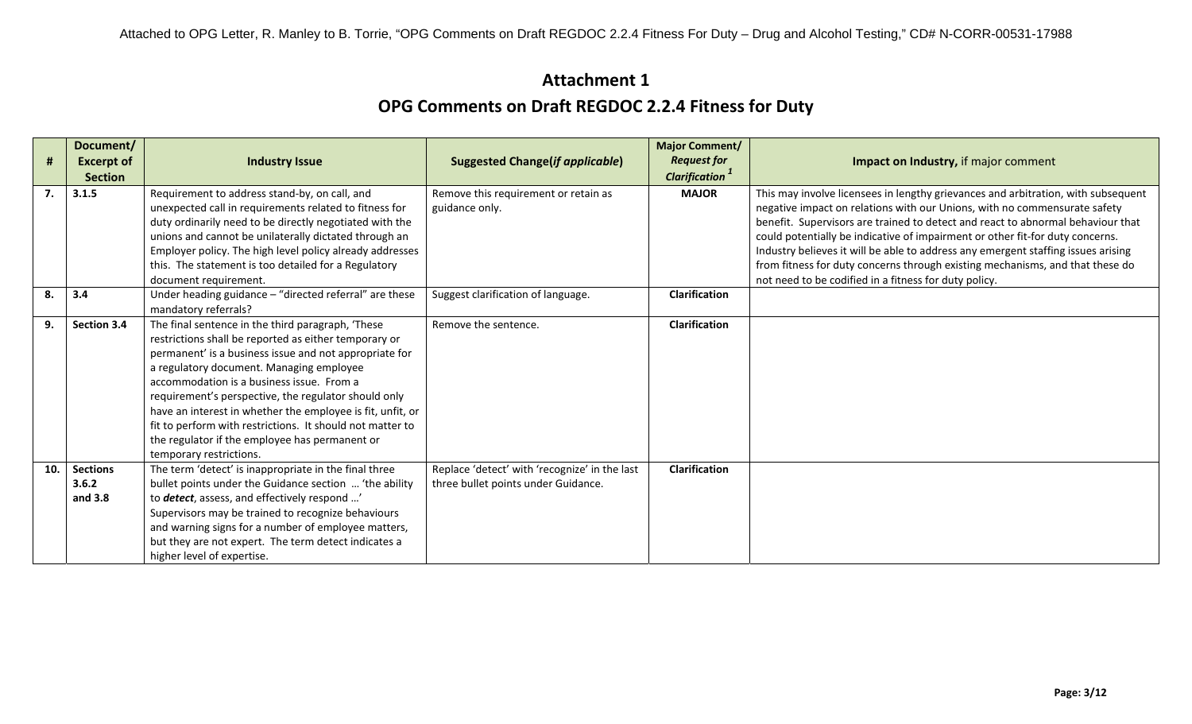## Attachment 1

## OPG Comments on Draft REGDOC 2.2.4 Fitness for Duty

| # | Document/ Excerpt of Section | Industry Issue | Suggested Change(*if applicable*) | Major Comment/ *Request for Clarification*[1] | Impact on Industry, if major comment |
|---|---|---|---|---|---|
| 7. | 3.1.5 | Requirement to address stand-by, on call, and unexpected call in requirements related to fitness for duty ordinarily need to be directly negotiated with the unions and cannot be unilaterally dictated through an Employer policy. The high level policy already addresses this. The statement is too detailed for a Regulatory document requirement. | Remove this requirement or retain as guidance only. | **MAJOR** | This may involve licensees in lengthy grievances and arbitration, with subsequent negative impact on relations with our Unions, with no commensurate safety benefit. Supervisors are trained to detect and react to abnormal behaviour that could potentially be indicative of impairment or other fit-for duty concerns. Industry believes it will be able to address any emergent staffing issues arising from fitness for duty concerns through existing mechanisms, and that these do not need to be codified in a fitness for duty policy. |
| 8. | 3.4 | Under heading guidance – "directed referral" are these mandatory referrals? | Suggest clarification of language. | Clarification | |
| 9. | Section 3.4 | The final sentence in the third paragraph, 'These restrictions shall be reported as either temporary or permanent' is a business issue and not appropriate for a regulatory document. Managing employee accommodation is a business issue. From a requirement's perspective, the regulator should only have an interest in whether the employee is fit, unfit, or fit to perform with restrictions. It should not matter to the regulator if the employee has permanent or temporary restrictions. | Remove the sentence. | Clarification | |
| 10. | Sections 3.6.2 and 3.8 | The term 'detect' is inappropriate in the final three bullet points under the Guidance section ... 'the ability to ***detect***, assess, and effectively respond ...' Supervisors may be trained to recognize behaviours and warning signs for a number of employee matters, but they are not expert. The term detect indicates a higher level of expertise. | Replace 'detect' with 'recognize' in the last three bullet points under Guidance. | Clarification | |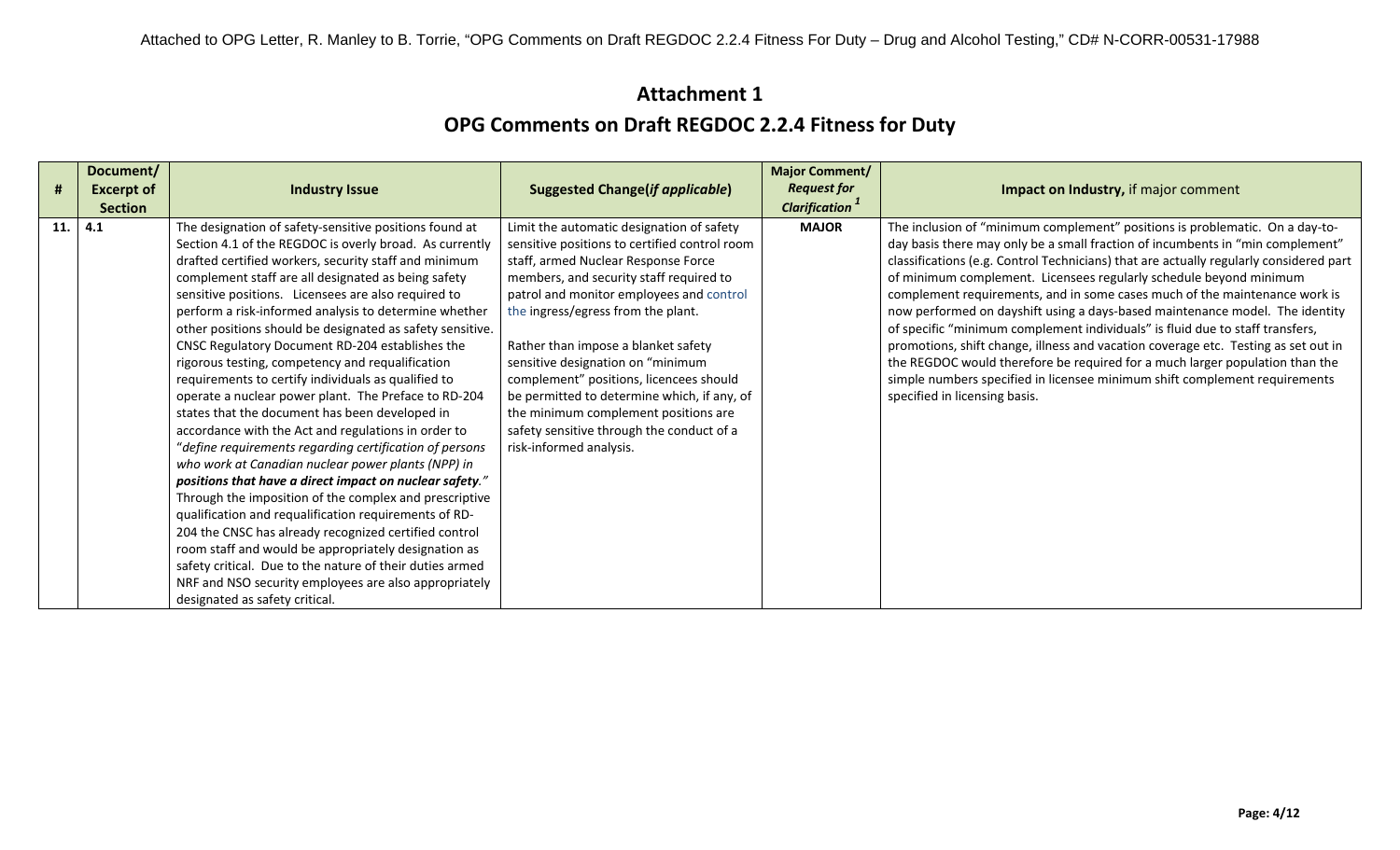# Attachment 1

## OPG Comments on Draft REGDOC 2.2.4 Fitness for Duty

| # | Document/ Excerpt of Section | Industry Issue | Suggested Change(*if applicable*) | Major Comment/ *Request for Clarification* [1] | **Impact on Industry,** if major comment |
|---|---|---|---|---|---|
| 11. | 4.1 | The designation of safety-sensitive positions found at Section 4.1 of the REGDOC is overly broad. As currently drafted certified workers, security staff and minimum complement staff are all designated as being safety sensitive positions. Licensees are also required to perform a risk-informed analysis to determine whether other positions should be designated as safety sensitive. CNSC Regulatory Document RD-204 establishes the rigorous testing, competency and requalification requirements to certify individuals as qualified to operate a nuclear power plant. The Preface to RD-204 states that the document has been developed in accordance with the Act and regulations in order to "*define requirements regarding certification of persons who work at Canadian nuclear power plants (NPP) in **positions that have a direct impact on nuclear safety**.*" Through the imposition of the complex and prescriptive qualification and requalification requirements of RD-204 the CNSC has already recognized certified control room staff and would be appropriately designation as safety critical. Due to the nature of their duties armed NRF and NSO security employees are also appropriately designated as safety critical. | Limit the automatic designation of safety sensitive positions to certified control room staff, armed Nuclear Response Force members, and security staff required to patrol and monitor employees and control the ingress/egress from the plant.<br><br>Rather than impose a blanket safety sensitive designation on "minimum complement" positions, licencees should be permitted to determine which, if any, of the minimum complement positions are safety sensitive through the conduct of a risk-informed analysis. | **MAJOR** | The inclusion of "minimum complement" positions is problematic. On a day-to-day basis there may only be a small fraction of incumbents in "min complement" classifications (e.g. Control Technicians) that are actually regularly considered part of minimum complement. Licensees regularly schedule beyond minimum complement requirements, and in some cases much of the maintenance work is now performed on dayshift using a days-based maintenance model. The identity of specific "minimum complement individuals" is fluid due to staff transfers, promotions, shift change, illness and vacation coverage etc. Testing as set out in the REGDOC would therefore be required for a much larger population than the simple numbers specified in licensee minimum shift complement requirements specified in licensing basis. |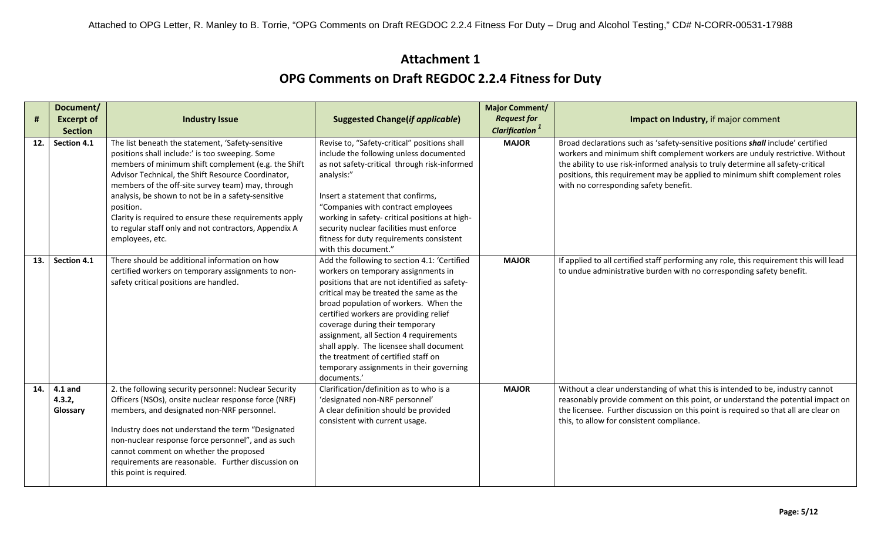Attached to OPG Letter, R. Manley to B. Torrie, "OPG Comments on Draft REGDOC 2.2.4 Fitness For Duty – Drug and Alcohol Testing," CD# N-CORR-00531-17988

## Attachment 1

## OPG Comments on Draft REGDOC 2.2.4 Fitness for Duty

| # | Document/ Excerpt of Section | Industry Issue | Suggested Change(*if applicable*) | Major Comment/ *Request for Clarification* [1] | Impact on Industry, if major comment |
|---|---|---|---|---|---|
| 12. | Section 4.1 | The list beneath the statement, 'Safety-sensitive positions shall include:' is too sweeping. Some members of minimum shift complement (e.g. the Shift Advisor Technical, the Shift Resource Coordinator, members of the off-site survey team) may, through analysis, be shown to not be in a safety-sensitive position.<br>Clarity is required to ensure these requirements apply to regular staff only and not contractors, Appendix A employees, etc. | Revise to, "Safety-critical" positions shall include the following unless documented as not safety-critical through risk-informed analysis:"<br><br>Insert a statement that confirms, "Companies with contract employees working in safety- critical positions at high-security nuclear facilities must enforce fitness for duty requirements consistent with this document." | MAJOR | Broad declarations such as 'safety-sensitive positions ***shall*** include' certified workers and minimum shift complement workers are unduly restrictive. Without the ability to use risk-informed analysis to truly determine all safety-critical positions, this requirement may be applied to minimum shift complement roles with no corresponding safety benefit. |
| 13. | Section 4.1 | There should be additional information on how certified workers on temporary assignments to non-safety critical positions are handled. | Add the following to section 4.1: 'Certified workers on temporary assignments in positions that are not identified as safety-critical may be treated the same as the broad population of workers. When the certified workers are providing relief coverage during their temporary assignment, all Section 4 requirements shall apply. The licensee shall document the treatment of certified staff on temporary assignments in their governing documents.' | MAJOR | If applied to all certified staff performing any role, this requirement this will lead to undue administrative burden with no corresponding safety benefit. |
| 14. | 4.1 and 4.3.2, Glossary | 2. the following security personnel: Nuclear Security Officers (NSOs), onsite nuclear response force (NRF) members, and designated non-NRF personnel.<br><br>Industry does not understand the term "Designated non-nuclear response force personnel", and as such cannot comment on whether the proposed requirements are reasonable. Further discussion on this point is required. | Clarification/definition as to who is a 'designated non-NRF personnel'<br>A clear definition should be provided consistent with current usage. | MAJOR | Without a clear understanding of what this is intended to be, industry cannot reasonably provide comment on this point, or understand the potential impact on the licensee. Further discussion on this point is required so that all are clear on this, to allow for consistent compliance. |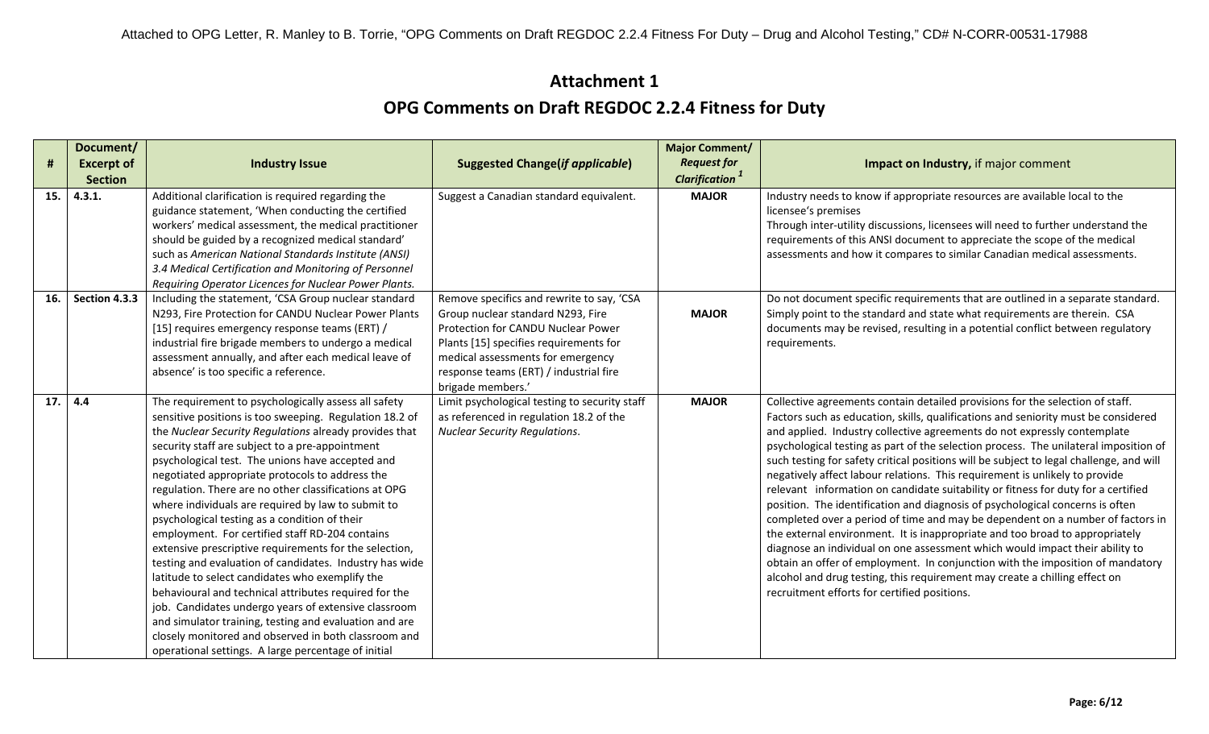# Attachment 1

## OPG Comments on Draft REGDOC 2.2.4 Fitness for Duty

| # | Document/ Excerpt of Section | Industry Issue | Suggested Change(*if applicable*) | Major Comment/ *Request for Clarification* [1] | Impact on Industry, if major comment |
|---|---|---|---|---|---|
| 15. | 4.3.1. | Additional clarification is required regarding the guidance statement, 'When conducting the certified workers' medical assessment, the medical practitioner should be guided by a recognized medical standard' such as *American National Standards Institute (ANSI) 3.4 Medical Certification and Monitoring of Personnel Requiring Operator Licences for Nuclear Power Plants.* | Suggest a Canadian standard equivalent. | **MAJOR** | Industry needs to know if appropriate resources are available local to the licensee's premises<br>Through inter-utility discussions, licensees will need to further understand the requirements of this ANSI document to appreciate the scope of the medical assessments and how it compares to similar Canadian medical assessments. |
| 16. | Section 4.3.3 | Including the statement, 'CSA Group nuclear standard N293, Fire Protection for CANDU Nuclear Power Plants [15] requires emergency response teams (ERT) / industrial fire brigade members to undergo a medical assessment annually, and after each medical leave of absence' is too specific a reference. | Remove specifics and rewrite to say, 'CSA Group nuclear standard N293, Fire Protection for CANDU Nuclear Power Plants [15] specifies requirements for medical assessments for emergency response teams (ERT) / industrial fire brigade members.' | **MAJOR** | Do not document specific requirements that are outlined in a separate standard. Simply point to the standard and state what requirements are therein. CSA documents may be revised, resulting in a potential conflict between regulatory requirements. |
| 17. | 4.4 | The requirement to psychologically assess all safety sensitive positions is too sweeping. Regulation 18.2 of the *Nuclear Security Regulations* already provides that security staff are subject to a pre-appointment psychological test. The unions have accepted and negotiated appropriate protocols to address the regulation. There are no other classifications at OPG where individuals are required by law to submit to psychological testing as a condition of their employment. For certified staff RD-204 contains extensive prescriptive requirements for the selection, testing and evaluation of candidates. Industry has wide latitude to select candidates who exemplify the behavioural and technical attributes required for the job. Candidates undergo years of extensive classroom and simulator training, testing and evaluation and are closely monitored and observed in both classroom and operational settings. A large percentage of initial | Limit psychological testing to security staff as referenced in regulation 18.2 of the *Nuclear Security Regulations*. | **MAJOR** | Collective agreements contain detailed provisions for the selection of staff. Factors such as education, skills, qualifications and seniority must be considered and applied. Industry collective agreements do not expressly contemplate psychological testing as part of the selection process. The unilateral imposition of such testing for safety critical positions will be subject to legal challenge, and will negatively affect labour relations. This requirement is unlikely to provide relevant information on candidate suitability or fitness for duty for a certified position. The identification and diagnosis of psychological concerns is often completed over a period of time and may be dependent on a number of factors in the external environment. It is inappropriate and too broad to appropriately diagnose an individual on one assessment which would impact their ability to obtain an offer of employment. In conjunction with the imposition of mandatory alcohol and drug testing, this requirement may create a chilling effect on recruitment efforts for certified positions. |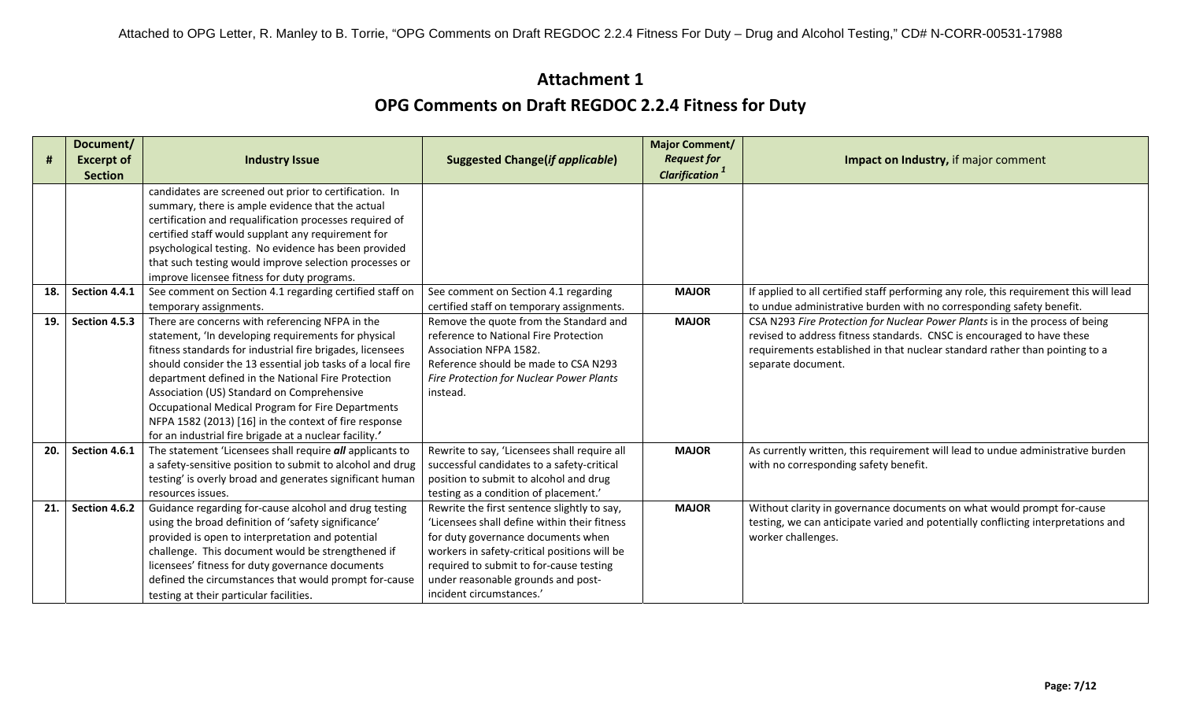## Attachment 1

## OPG Comments on Draft REGDOC 2.2.4 Fitness for Duty

| # | Document/ Excerpt of Section | Industry Issue | Suggested Change(*if applicable*) | Major Comment/ *Request for Clarification* [1] | **Impact on Industry,** if major comment |
|---|---|---|---|---|---|
| | | candidates are screened out prior to certification. In summary, there is ample evidence that the actual certification and requalification processes required of certified staff would supplant any requirement for psychological testing. No evidence has been provided that such testing would improve selection processes or improve licensee fitness for duty programs. | | | |
| **18.** | **Section 4.4.1** | See comment on Section 4.1 regarding certified staff on temporary assignments. | See comment on Section 4.1 regarding certified staff on temporary assignments. | **MAJOR** | If applied to all certified staff performing any role, this requirement this will lead to undue administrative burden with no corresponding safety benefit. |
| **19.** | **Section 4.5.3** | There are concerns with referencing NFPA in the statement, 'In developing requirements for physical fitness standards for industrial fire brigades, licensees should consider the 13 essential job tasks of a local fire department defined in the National Fire Protection Association (US) Standard on Comprehensive Occupational Medical Program for Fire Departments NFPA 1582 (2013) [16] in the context of fire response for an industrial fire brigade at a nuclear facility.*'* | Remove the quote from the Standard and reference to National Fire Protection Association NFPA 1582. Reference should be made to CSA N293 *Fire Protection for Nuclear Power Plants* instead. | **MAJOR** | CSA N293 *Fire Protection for Nuclear Power Plants* is in the process of being revised to address fitness standards. CNSC is encouraged to have these requirements established in that nuclear standard rather than pointing to a separate document. |
| **20.** | **Section 4.6.1** | The statement 'Licensees shall require ***all*** applicants to a safety-sensitive position to submit to alcohol and drug testing' is overly broad and generates significant human resources issues. | Rewrite to say, 'Licensees shall require all successful candidates to a safety-critical position to submit to alcohol and drug testing as a condition of placement.' | **MAJOR** | As currently written, this requirement will lead to undue administrative burden with no corresponding safety benefit. |
| **21.** | **Section 4.6.2** | Guidance regarding for-cause alcohol and drug testing using the broad definition of 'safety significance' provided is open to interpretation and potential challenge. This document would be strengthened if licensees' fitness for duty governance documents defined the circumstances that would prompt for-cause testing at their particular facilities. | Rewrite the first sentence slightly to say, 'Licensees shall define within their fitness for duty governance documents when workers in safety-critical positions will be required to submit to for-cause testing under reasonable grounds and post-incident circumstances.' | **MAJOR** | Without clarity in governance documents on what would prompt for-cause testing, we can anticipate varied and potentially conflicting interpretations and worker challenges. |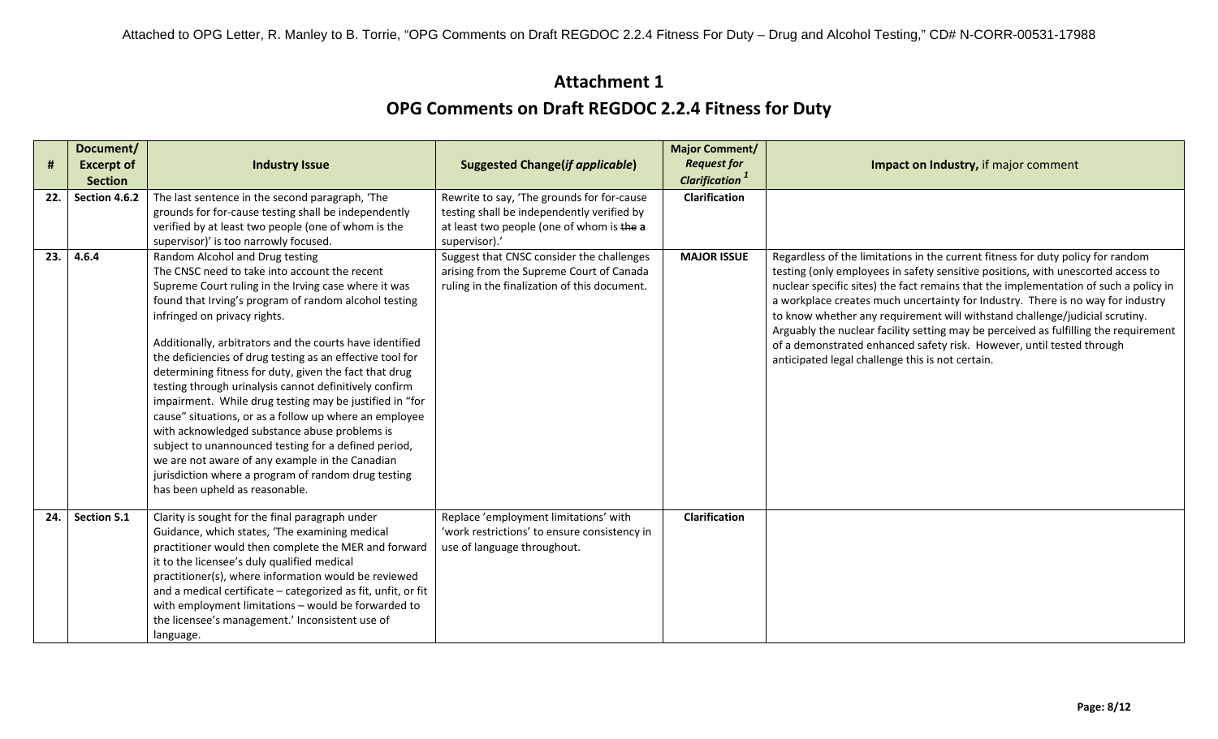## Attachment 1

## OPG Comments on Draft REGDOC 2.2.4 Fitness for Duty

| # | Document/ Excerpt of Section | Industry Issue | Suggested Change(*if applicable*) | Major Comment/ *Request for Clarification* [1] | Impact on Industry, if major comment |
|---|---|---|---|---|---|
| 22. | Section 4.6.2 | The last sentence in the second paragraph, 'The grounds for for-cause testing shall be independently verified by at least two people (one of whom is the supervisor)' is too narrowly focused. | Rewrite to say, 'The grounds for for-cause testing shall be independently verified by at least two people (one of whom is ~~the~~ **a** supervisor).' | Clarification | |
| 23. | 4.6.4 | Random Alcohol and Drug testing<br>The CNSC need to take into account the recent Supreme Court ruling in the Irving case where it was found that Irving's program of random alcohol testing infringed on privacy rights.<br><br>Additionally, arbitrators and the courts have identified the deficiencies of drug testing as an effective tool for determining fitness for duty, given the fact that drug testing through urinalysis cannot definitively confirm impairment. While drug testing may be justified in "for cause" situations, or as a follow up where an employee with acknowledged substance abuse problems is subject to unannounced testing for a defined period, we are not aware of any example in the Canadian jurisdiction where a program of random drug testing has been upheld as reasonable. | Suggest that CNSC consider the challenges arising from the Supreme Court of Canada ruling in the finalization of this document. | MAJOR ISSUE | Regardless of the limitations in the current fitness for duty policy for random testing (only employees in safety sensitive positions, with unescorted access to nuclear specific sites) the fact remains that the implementation of such a policy in a workplace creates much uncertainty for Industry. There is no way for industry to know whether any requirement will withstand challenge/judicial scrutiny. Arguably the nuclear facility setting may be perceived as fulfilling the requirement of a demonstrated enhanced safety risk. However, until tested through anticipated legal challenge this is not certain. |
| 24. | Section 5.1 | Clarity is sought for the final paragraph under Guidance, which states, 'The examining medical practitioner would then complete the MER and forward it to the licensee's duly qualified medical practitioner(s), where information would be reviewed and a medical certificate – categorized as fit, unfit, or fit with employment limitations – would be forwarded to the licensee's management.' Inconsistent use of language. | Replace 'employment limitations' with 'work restrictions' to ensure consistency in use of language throughout. | Clarification | |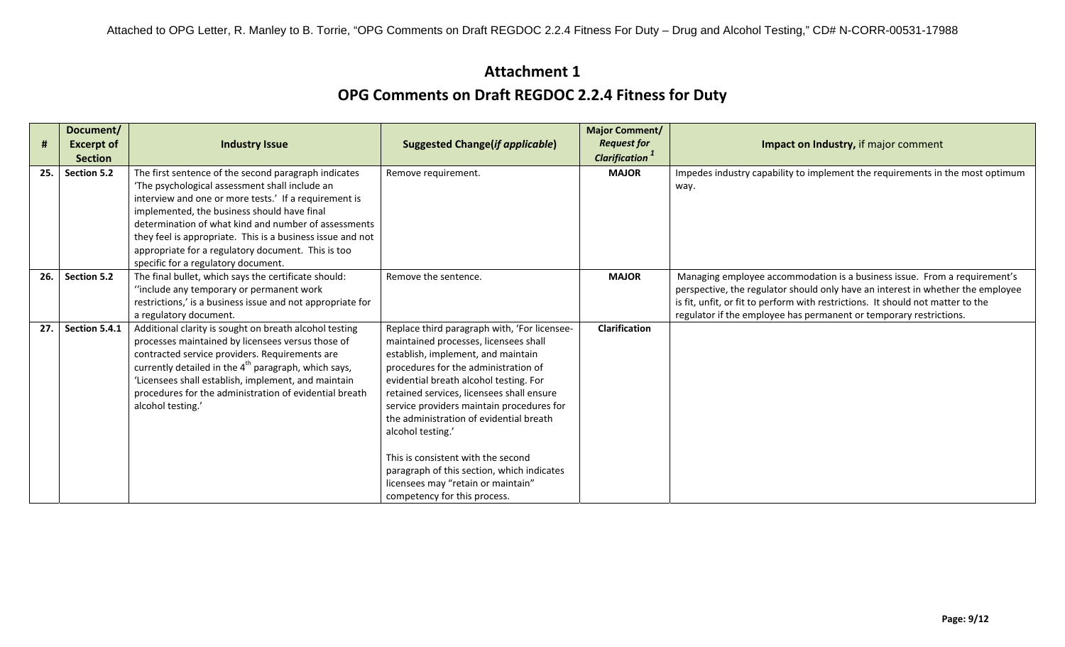## Attachment 1

## OPG Comments on Draft REGDOC 2.2.4 Fitness for Duty

| # | Document/ Excerpt of Section | Industry Issue | Suggested Change(*if applicable*) | Major Comment/ *Request for Clarification* [1] | Impact on Industry, if major comment |
|---|---|---|---|---|---|
| 25. | Section 5.2 | The first sentence of the second paragraph indicates 'The psychological assessment shall include an interview and one or more tests.' If a requirement is implemented, the business should have final determination of what kind and number of assessments they feel is appropriate. This is a business issue and not appropriate for a regulatory document. This is too specific for a regulatory document. | Remove requirement. | **MAJOR** | Impedes industry capability to implement the requirements in the most optimum way. |
| 26. | Section 5.2 | The final bullet, which says the certificate should: ''include any temporary or permanent work restrictions,' is a business issue and not appropriate for a regulatory document. | Remove the sentence. | **MAJOR** | Managing employee accommodation is a business issue. From a requirement's perspective, the regulator should only have an interest in whether the employee is fit, unfit, or fit to perform with restrictions. It should not matter to the regulator if the employee has permanent or temporary restrictions. |
| 27. | Section 5.4.1 | Additional clarity is sought on breath alcohol testing processes maintained by licensees versus those of contracted service providers. Requirements are currently detailed in the 4th paragraph, which says, 'Licensees shall establish, implement, and maintain procedures for the administration of evidential breath alcohol testing.' | Replace third paragraph with, 'For licensee-maintained processes, licensees shall establish, implement, and maintain procedures for the administration of evidential breath alcohol testing. For retained services, licensees shall ensure service providers maintain procedures for the administration of evidential breath alcohol testing.'<br><br>This is consistent with the second paragraph of this section, which indicates licensees may "retain or maintain" competency for this process. | **Clarification** | |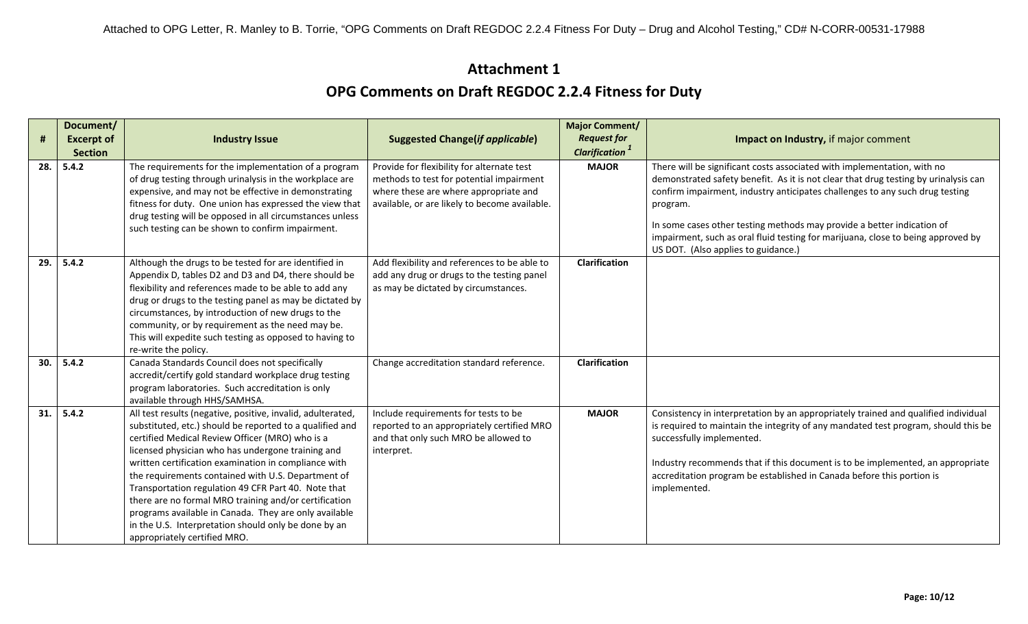## Attachment 1

## OPG Comments on Draft REGDOC 2.2.4 Fitness for Duty

| # | Document/ Excerpt of Section | Industry Issue | Suggested Change(*if applicable*) | Major Comment/ *Request for Clarification* [1] | Impact on Industry, if major comment |
|---|---|---|---|---|---|
| 28. | 5.4.2 | The requirements for the implementation of a program of drug testing through urinalysis in the workplace are expensive, and may not be effective in demonstrating fitness for duty. One union has expressed the view that drug testing will be opposed in all circumstances unless such testing can be shown to confirm impairment. | Provide for flexibility for alternate test methods to test for potential impairment where these are where appropriate and available, or are likely to become available. | **MAJOR** | There will be significant costs associated with implementation, with no demonstrated safety benefit. As it is not clear that drug testing by urinalysis can confirm impairment, industry anticipates challenges to any such drug testing program.<br><br>In some cases other testing methods may provide a better indication of impairment, such as oral fluid testing for marijuana, close to being approved by US DOT. (Also applies to guidance.) |
| 29. | 5.4.2 | Although the drugs to be tested for are identified in Appendix D, tables D2 and D3 and D4, there should be flexibility and references made to be able to add any drug or drugs to the testing panel as may be dictated by circumstances, by introduction of new drugs to the community, or by requirement as the need may be. This will expedite such testing as opposed to having to re-write the policy. | Add flexibility and references to be able to add any drug or drugs to the testing panel as may be dictated by circumstances. | **Clarification** | |
| 30. | 5.4.2 | Canada Standards Council does not specifically accredit/certify gold standard workplace drug testing program laboratories. Such accreditation is only available through HHS/SAMHSA. | Change accreditation standard reference. | **Clarification** | |
| 31. | 5.4.2 | All test results (negative, positive, invalid, adulterated, substituted, etc.) should be reported to a qualified and certified Medical Review Officer (MRO) who is a licensed physician who has undergone training and written certification examination in compliance with the requirements contained with U.S. Department of Transportation regulation 49 CFR Part 40. Note that there are no formal MRO training and/or certification programs available in Canada. They are only available in the U.S. Interpretation should only be done by an appropriately certified MRO. | Include requirements for tests to be reported to an appropriately certified MRO and that only such MRO be allowed to interpret. | **MAJOR** | Consistency in interpretation by an appropriately trained and qualified individual is required to maintain the integrity of any mandated test program, should this be successfully implemented.<br><br>Industry recommends that if this document is to be implemented, an appropriate accreditation program be established in Canada before this portion is implemented. |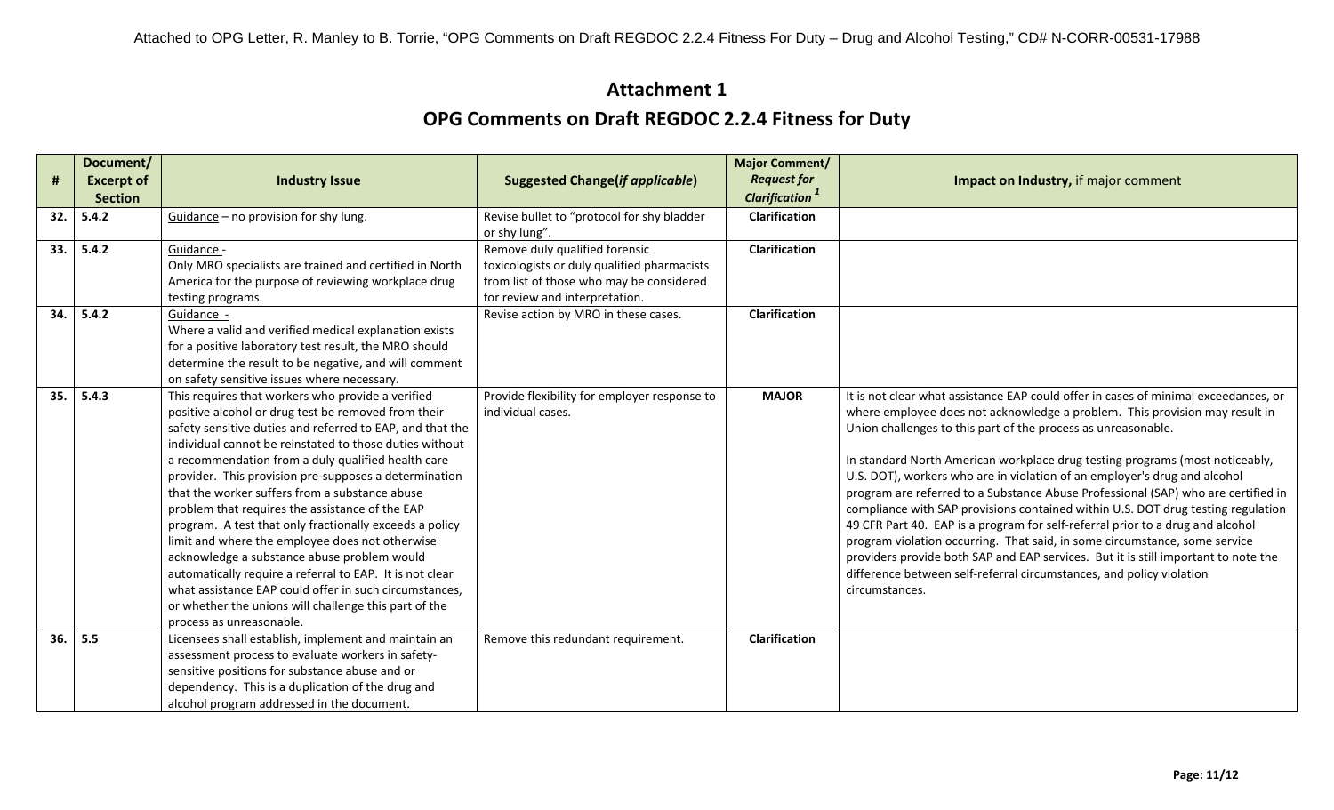# Attachment 1

## OPG Comments on Draft REGDOC 2.2.4 Fitness for Duty

| # | Document/ Excerpt of Section | Industry Issue | Suggested Change(*if applicable*) | Major Comment/ *Request for Clarification* [1] | Impact on Industry, if major comment |
|---|---|---|---|---|---|
| 32. | 5.4.2 | Guidance – no provision for shy lung. | Revise bullet to "protocol for shy bladder or shy lung". | Clarification | |
| 33. | 5.4.2 | Guidance - Only MRO specialists are trained and certified in North America for the purpose of reviewing workplace drug testing programs. | Remove duly qualified forensic toxicologists or duly qualified pharmacists from list of those who may be considered for review and interpretation. | Clarification | |
| 34. | 5.4.2 | Guidance - Where a valid and verified medical explanation exists for a positive laboratory test result, the MRO should determine the result to be negative, and will comment on safety sensitive issues where necessary. | Revise action by MRO in these cases. | Clarification | |
| 35. | 5.4.3 | This requires that workers who provide a verified positive alcohol or drug test be removed from their safety sensitive duties and referred to EAP, and that the individual cannot be reinstated to those duties without a recommendation from a duly qualified health care provider. This provision pre-supposes a determination that the worker suffers from a substance abuse problem that requires the assistance of the EAP program. A test that only fractionally exceeds a policy limit and where the employee does not otherwise acknowledge a substance abuse problem would automatically require a referral to EAP. It is not clear what assistance EAP could offer in such circumstances, or whether the unions will challenge this part of the process as unreasonable. | Provide flexibility for employer response to individual cases. | MAJOR | It is not clear what assistance EAP could offer in cases of minimal exceedances, or where employee does not acknowledge a problem. This provision may result in Union challenges to this part of the process as unreasonable.<br><br>In standard North American workplace drug testing programs (most noticeably, U.S. DOT), workers who are in violation of an employer's drug and alcohol program are referred to a Substance Abuse Professional (SAP) who are certified in compliance with SAP provisions contained within U.S. DOT drug testing regulation 49 CFR Part 40. EAP is a program for self-referral prior to a drug and alcohol program violation occurring. That said, in some circumstance, some service providers provide both SAP and EAP services. But it is still important to note the difference between self-referral circumstances, and policy violation circumstances. |
| 36. | 5.5 | Licensees shall establish, implement and maintain an assessment process to evaluate workers in safety-sensitive positions for substance abuse and or dependency. This is a duplication of the drug and alcohol program addressed in the document. | Remove this redundant requirement. | Clarification | |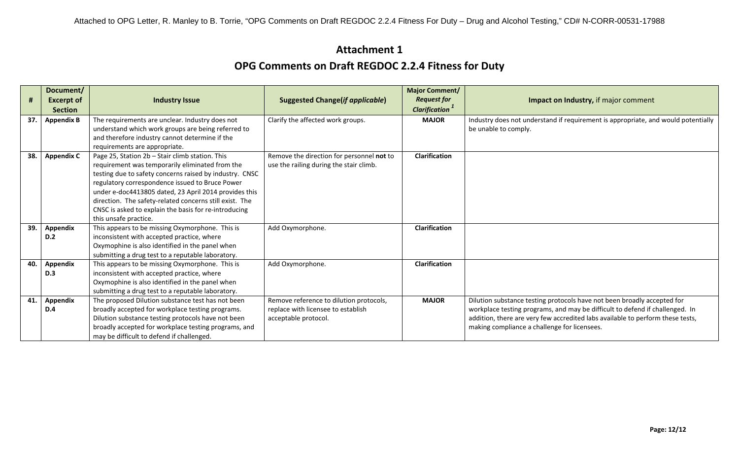Attached to OPG Letter, R. Manley to B. Torrie, "OPG Comments on Draft REGDOC 2.2.4 Fitness For Duty – Drug and Alcohol Testing," CD# N-CORR-00531-17988

## Attachment 1

## OPG Comments on Draft REGDOC 2.2.4 Fitness for Duty

| # | Document/ Excerpt of Section | Industry Issue | Suggested Change(*if applicable*) | Major Comment/ *Request for Clarification* [1] | Impact on Industry, if major comment |
|---|---|---|---|---|---|
| 37. | Appendix B | The requirements are unclear. Industry does not understand which work groups are being referred to and therefore industry cannot determine if the requirements are appropriate. | Clarify the affected work groups. | MAJOR | Industry does not understand if requirement is appropriate, and would potentially be unable to comply. |
| 38. | Appendix C | Page 25, Station 2b – Stair climb station. This requirement was temporarily eliminated from the testing due to safety concerns raised by industry. CNSC regulatory correspondence issued to Bruce Power under e-doc4413805 dated, 23 April 2014 provides this direction. The safety-related concerns still exist. The CNSC is asked to explain the basis for re-introducing this unsafe practice. | Remove the direction for personnel **not** to use the railing during the stair climb. | Clarification | |
| 39. | Appendix D.2 | This appears to be missing Oxymorphone. This is inconsistent with accepted practice, where Oxymophine is also identified in the panel when submitting a drug test to a reputable laboratory. | Add Oxymorphone. | Clarification | |
| 40. | Appendix D.3 | This appears to be missing Oxymorphone. This is inconsistent with accepted practice, where Oxymophine is also identified in the panel when submitting a drug test to a reputable laboratory. | Add Oxymorphone. | Clarification | |
| 41. | Appendix D.4 | The proposed Dilution substance test has not been broadly accepted for workplace testing programs. Dilution substance testing protocols have not been broadly accepted for workplace testing programs, and may be difficult to defend if challenged. | Remove reference to dilution protocols, replace with licensee to establish acceptable protocol. | MAJOR | Dilution substance testing protocols have not been broadly accepted for workplace testing programs, and may be difficult to defend if challenged. In addition, there are very few accredited labs available to perform these tests, making compliance a challenge for licensees. |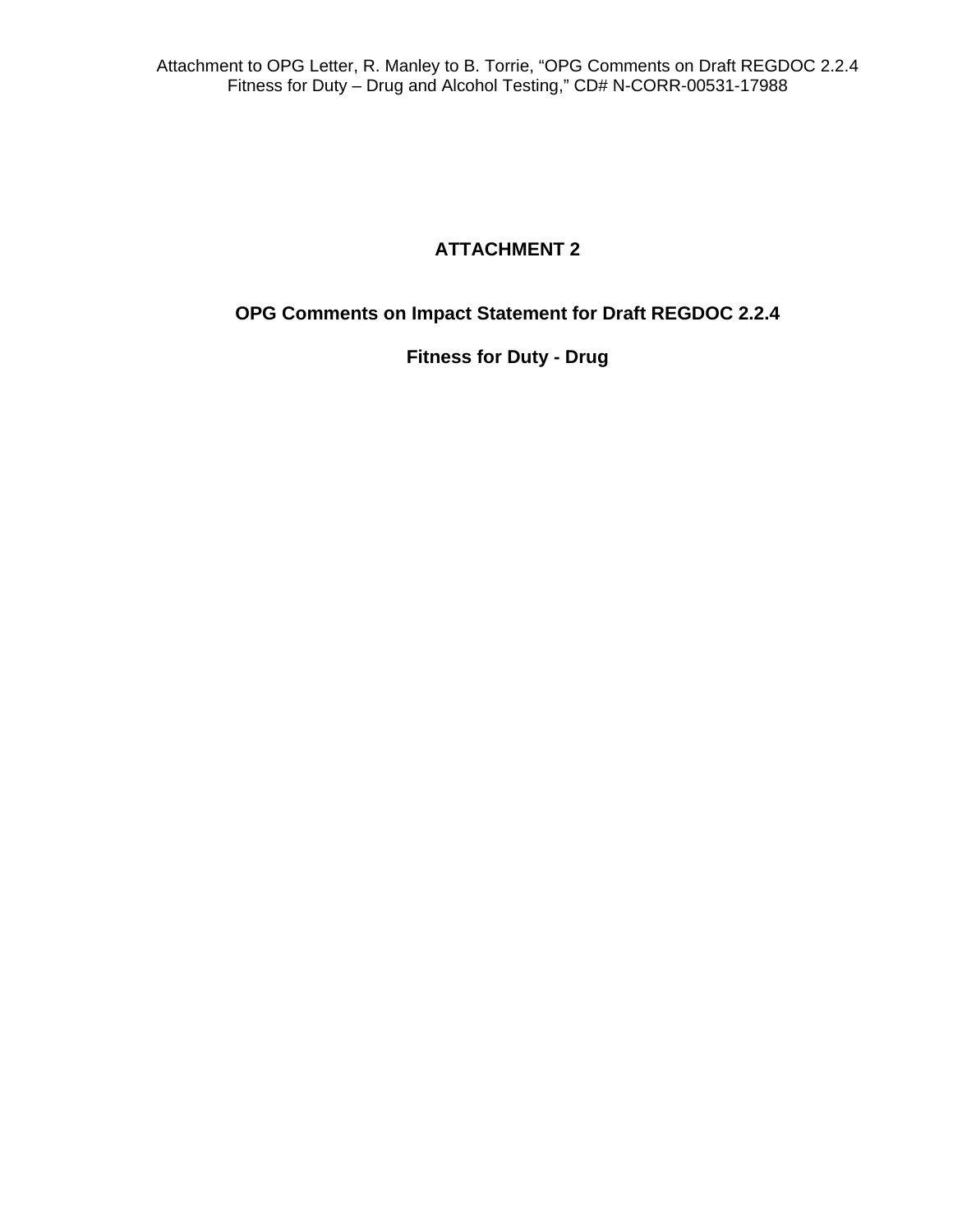# ATTACHMENT 2

## OPG Comments on Impact Statement for Draft REGDOC 2.2.4

## Fitness for Duty - Drug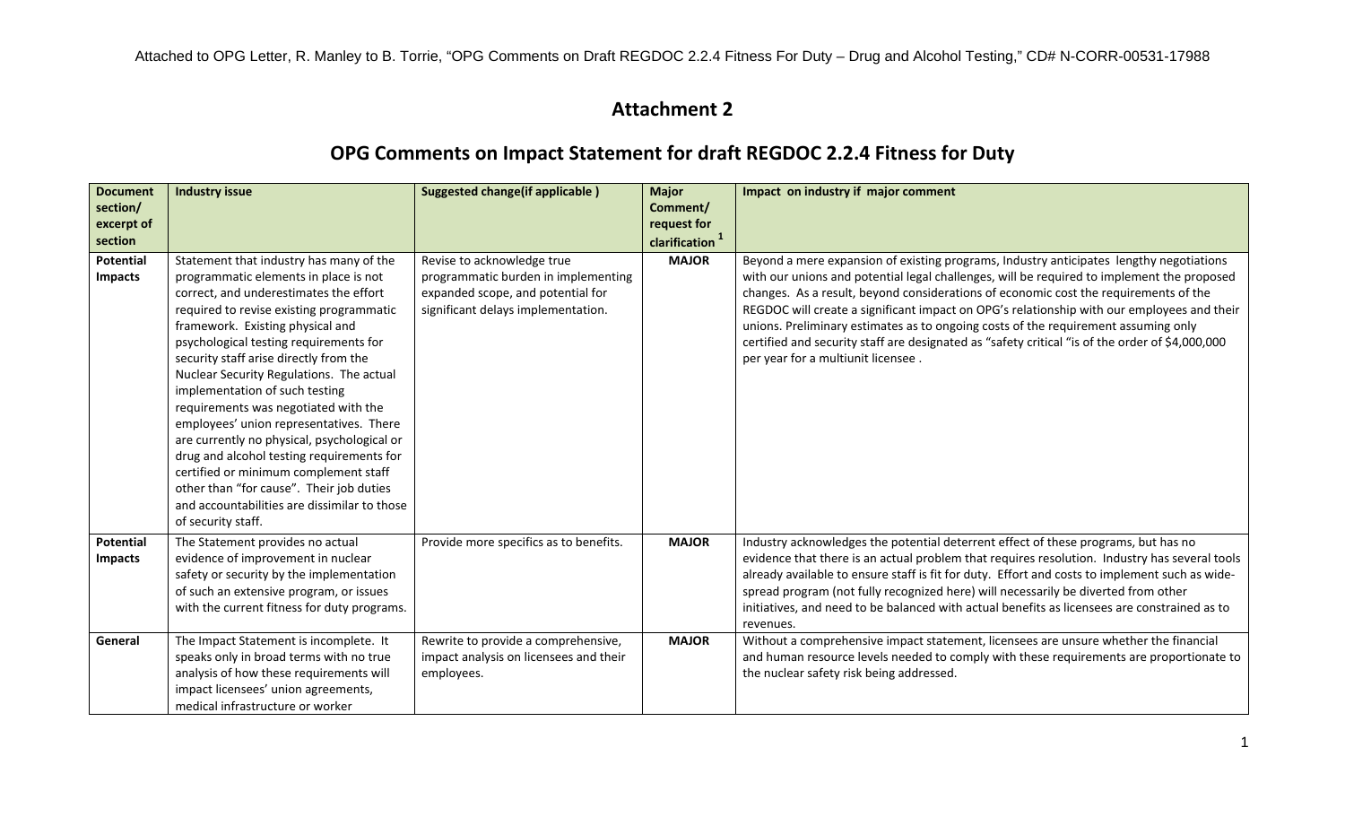## Attachment 2

## OPG Comments on Impact Statement for draft REGDOC 2.2.4 Fitness for Duty

| Document section/ excerpt of section | Industry issue | Suggested change(if applicable ) | Major Comment/ request for clarification [1] | Impact on industry if major comment |
|---|---|---|---|---|
| **Potential Impacts** | Statement that industry has many of the programmatic elements in place is not correct, and underestimates the effort required to revise existing programmatic framework. Existing physical and psychological testing requirements for security staff arise directly from the Nuclear Security Regulations. The actual implementation of such testing requirements was negotiated with the employees' union representatives. There are currently no physical, psychological or drug and alcohol testing requirements for certified or minimum complement staff other than "for cause". Their job duties and accountabilities are dissimilar to those of security staff. | Revise to acknowledge true programmatic burden in implementing expanded scope, and potential for significant delays implementation. | **MAJOR** | Beyond a mere expansion of existing programs, Industry anticipates lengthy negotiations with our unions and potential legal challenges, will be required to implement the proposed changes. As a result, beyond considerations of economic cost the requirements of the REGDOC will create a significant impact on OPG's relationship with our employees and their unions. Preliminary estimates as to ongoing costs of the requirement assuming only certified and security staff are designated as "safety critical "is of the order of $4,000,000 per year for a multiunit licensee . |
| **Potential Impacts** | The Statement provides no actual evidence of improvement in nuclear safety or security by the implementation of such an extensive program, or issues with the current fitness for duty programs. | Provide more specifics as to benefits. | **MAJOR** | Industry acknowledges the potential deterrent effect of these programs, but has no evidence that there is an actual problem that requires resolution. Industry has several tools already available to ensure staff is fit for duty. Effort and costs to implement such as wide-spread program (not fully recognized here) will necessarily be diverted from other initiatives, and need to be balanced with actual benefits as licensees are constrained as to revenues. |
| **General** | The Impact Statement is incomplete. It speaks only in broad terms with no true analysis of how these requirements will impact licensees' union agreements, medical infrastructure or worker | Rewrite to provide a comprehensive, impact analysis on licensees and their employees. | **MAJOR** | Without a comprehensive impact statement, licensees are unsure whether the financial and human resource levels needed to comply with these requirements are proportionate to the nuclear safety risk being addressed. |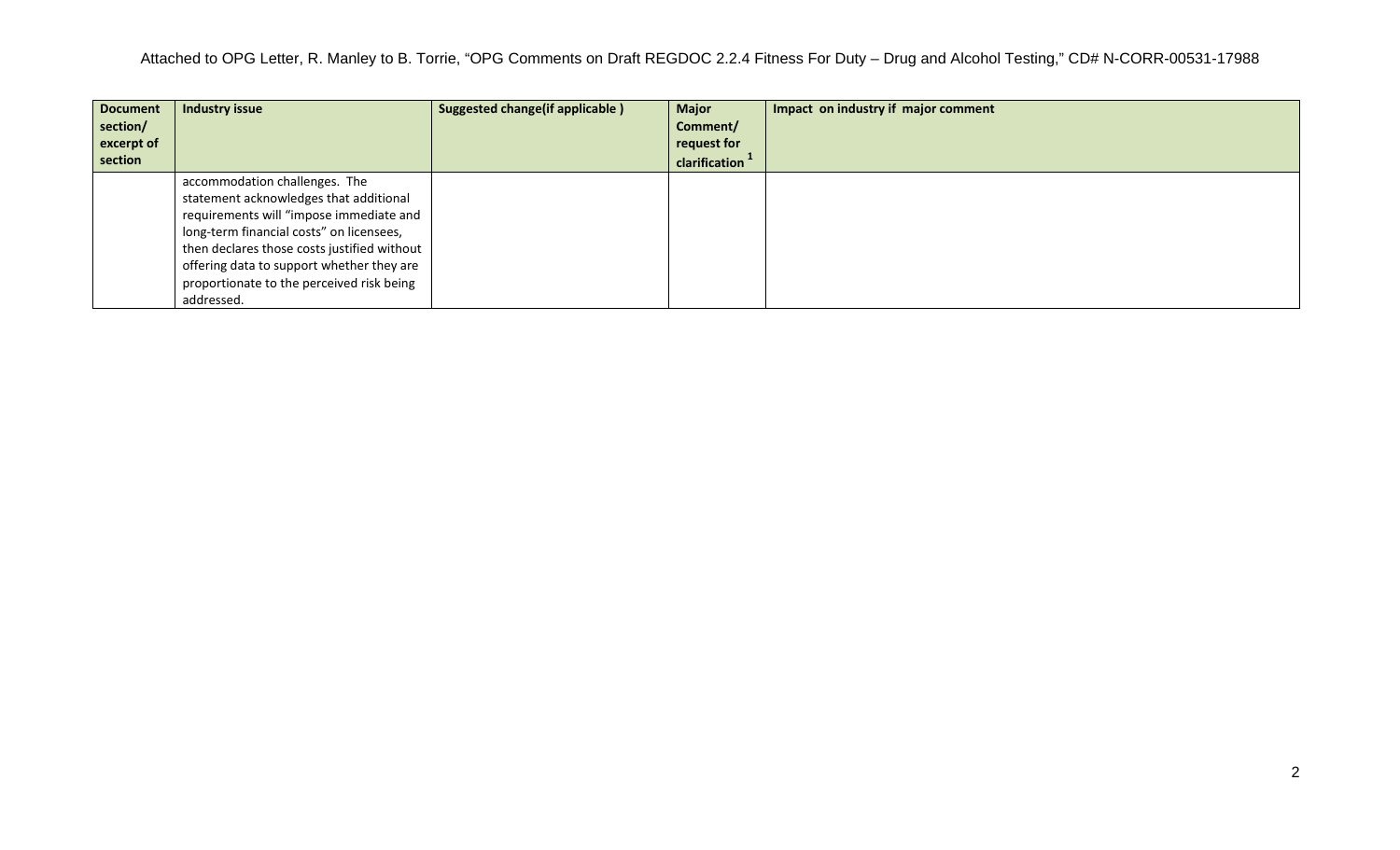| Document section/ excerpt of section | Industry issue | Suggested change(if applicable ) | Major Comment/ request for clarification [1] | Impact on industry if major comment |
|---|---|---|---|---|
| | accommodation challenges. The statement acknowledges that additional requirements will "impose immediate and long-term financial costs" on licensees, then declares those costs justified without offering data to support whether they are proportionate to the perceived risk being addressed. | | | |